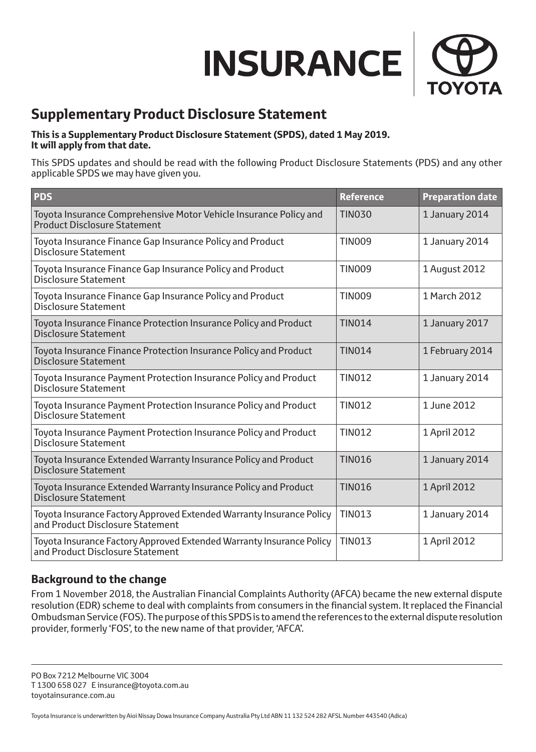INSURANCE TOYOTA

# Supplementary Product Disclosure Statement

**This is a Supplementary Product Disclosure Statement (SPDS), dated 1 May 2019. It will apply from that date.**

This SPDS updates and should be read with the following Product Disclosure Statements (PDS) and any other applicable SPDS we may have given you.

| PDS | Reference | Preparation date |
|---|---|---|
| Toyota Insurance Comprehensive Motor Vehicle Insurance Policy and Product Disclosure Statement | TIN030 | 1 January 2014 |
| Toyota Insurance Finance Gap Insurance Policy and Product Disclosure Statement | TIN009 | 1 January 2014 |
| Toyota Insurance Finance Gap Insurance Policy and Product Disclosure Statement | TIN009 | 1 August 2012 |
| Toyota Insurance Finance Gap Insurance Policy and Product Disclosure Statement | TIN009 | 1 March 2012 |
| Toyota Insurance Finance Protection Insurance Policy and Product Disclosure Statement | TIN014 | 1 January 2017 |
| Toyota Insurance Finance Protection Insurance Policy and Product Disclosure Statement | TIN014 | 1 February 2014 |
| Toyota Insurance Payment Protection Insurance Policy and Product Disclosure Statement | TIN012 | 1 January 2014 |
| Toyota Insurance Payment Protection Insurance Policy and Product Disclosure Statement | TIN012 | 1 June 2012 |
| Toyota Insurance Payment Protection Insurance Policy and Product Disclosure Statement | TIN012 | 1 April 2012 |
| Toyota Insurance Extended Warranty Insurance Policy and Product Disclosure Statement | TIN016 | 1 January 2014 |
| Toyota Insurance Extended Warranty Insurance Policy and Product Disclosure Statement | TIN016 | 1 April 2012 |
| Toyota Insurance Factory Approved Extended Warranty Insurance Policy and Product Disclosure Statement | TIN013 | 1 January 2014 |
| Toyota Insurance Factory Approved Extended Warranty Insurance Policy and Product Disclosure Statement | TIN013 | 1 April 2012 |

## Background to the change

From 1 November 2018, the Australian Financial Complaints Authority (AFCA) became the new external dispute resolution (EDR) scheme to deal with complaints from consumers in the financial system. It replaced the Financial Ombudsman Service (FOS). The purpose of this SPDS is to amend the references to the external dispute resolution provider, formerly 'FOS', to the new name of that provider, 'AFCA'.

PO Box 7212 Melbourne VIC 3004
T 1300 658 027 E insurance@toyota.com.au
toyotainsurance.com.au

Toyota Insurance is underwritten by Aioi Nissay Dowa Insurance Company Australia Pty Ltd ABN 11 132 524 282 AFSL Number 443540 (Adica)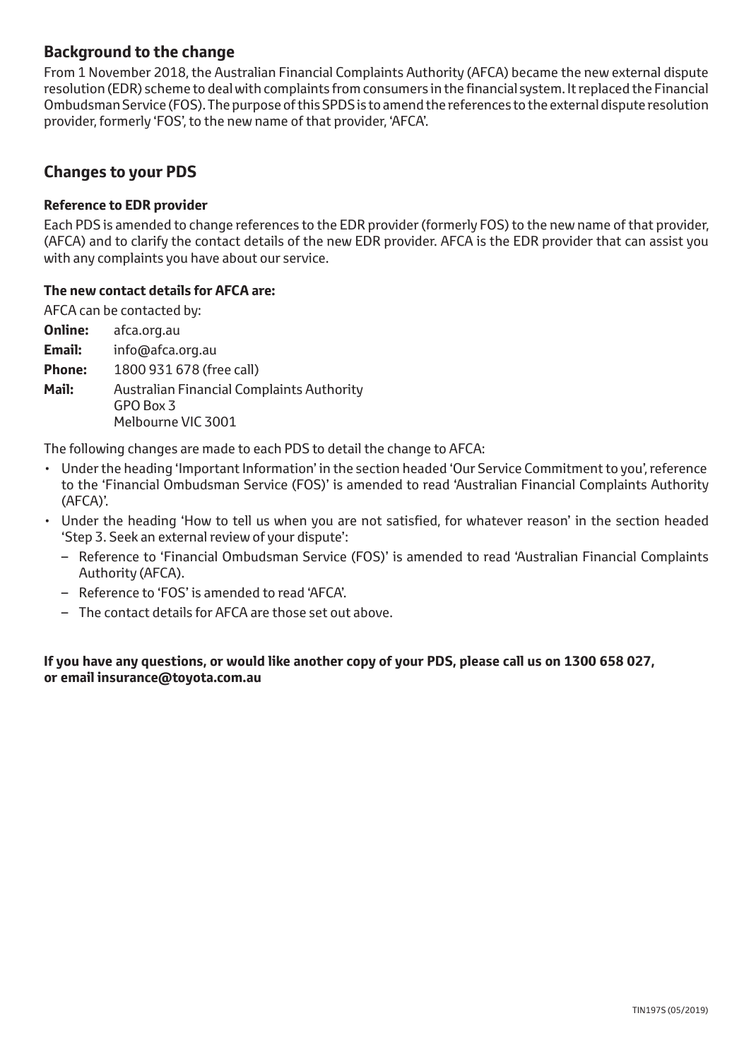## Background to the change

From 1 November 2018, the Australian Financial Complaints Authority (AFCA) became the new external dispute resolution (EDR) scheme to deal with complaints from consumers in the financial system. It replaced the Financial Ombudsman Service (FOS). The purpose of this SPDS is to amend the references to the external dispute resolution provider, formerly 'FOS', to the new name of that provider, 'AFCA'.

## Changes to your PDS

### Reference to EDR provider

Each PDS is amended to change references to the EDR provider (formerly FOS) to the new name of that provider, (AFCA) and to clarify the contact details of the new EDR provider. AFCA is the EDR provider that can assist you with any complaints you have about our service.

### The new contact details for AFCA are:

AFCA can be contacted by:

**Online:** afca.org.au

**Email:** info@afca.org.au

**Phone:** 1800 931 678 (free call)

**Mail:** Australian Financial Complaints Authority
GPO Box 3
Melbourne VIC 3001

The following changes are made to each PDS to detail the change to AFCA:

- Under the heading 'Important Information' in the section headed 'Our Service Commitment to you', reference to the 'Financial Ombudsman Service (FOS)' is amended to read 'Australian Financial Complaints Authority (AFCA)'.
- Under the heading 'How to tell us when you are not satisfied, for whatever reason' in the section headed 'Step 3. Seek an external review of your dispute':
  - Reference to 'Financial Ombudsman Service (FOS)' is amended to read 'Australian Financial Complaints Authority (AFCA).
  - Reference to 'FOS' is amended to read 'AFCA'.
  - The contact details for AFCA are those set out above.

**If you have any questions, or would like another copy of your PDS, please call us on 1300 658 027, or email insurance@toyota.com.au**

TIN197S (05/2019)